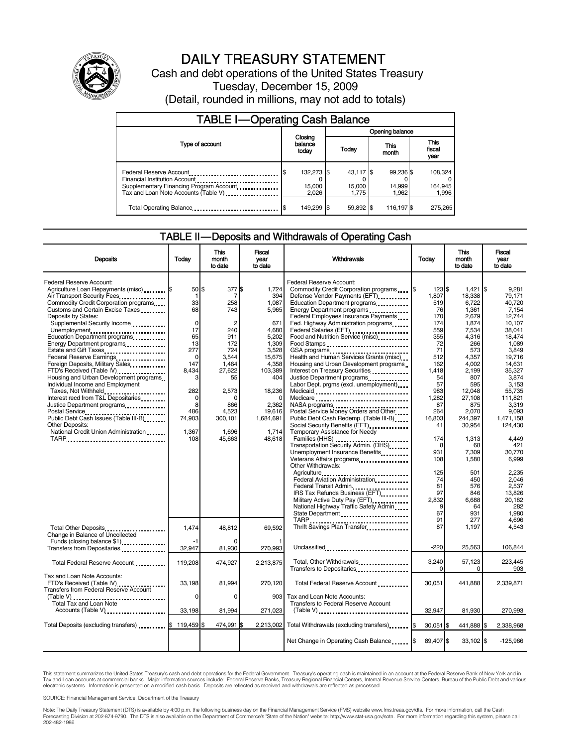# DAILY TREASURY STATEMENT

Cash and debt operations of the United States Treasury

Tuesday, December 15, 2009

(Detail, rounded in millions, may not add to totals)

## TABLE I—Operating Cash Balance

| Type of account | Closing balance today | Opening balance Today | Opening balance This month | Opening balance This fiscal year |
|---|---|---|---|---|
| Federal Reserve Account | $ 132,273 | $ 43,117 | $ 99,236 | $ 108,324 |
| Financial Institution Account | 0 | 0 | 0 | 0 |
| Supplementary Financing Program Account | 15,000 | 15,000 | 14,999 | 164,945 |
| Tax and Loan Note Accounts (Table V) | 2,026 | 1,775 | 1,962 | 1,996 |
| Total Operating Balance | $ 149,299 | $ 59,892 | $ 116,197 | $ 275,265 |

## TABLE II—Deposits and Withdrawals of Operating Cash

| Deposits | Today | This month to date | Fiscal year to date |
|---|---|---|---|
| Federal Reserve Account: | | | |
| Agriculture Loan Repayments (misc) | $ 50 | $ 377 | $ 1,724 |
| Air Transport Security Fees | 1 | 7 | 394 |
| Commodity Credit Corporation programs | 33 | 258 | 1,087 |
| Customs and Certain Excise Taxes | 68 | 743 | 5,965 |
| Deposits by States: | | | |
| Supplemental Security Income | 0 | 2 | 671 |
| Unemployment | 17 | 240 | 4,680 |
| Education Department programs | 65 | 911 | 5,202 |
| Energy Department programs | 13 | 172 | 1,309 |
| Estate and Gift Taxes | 277 | 724 | 3,528 |
| Federal Reserve Earnings | 0 | 3,544 | 15,675 |
| Foreign Deposits, Military Sales | 147 | 1,464 | 4,358 |
| FTD's Received (Table IV) | 8,434 | 27,622 | 103,389 |
| Housing and Urban Development programs | 3 | 55 | 404 |
| Individual Income and Employment Taxes, Not Withheld | 282 | 2,573 | 18,236 |
| Interest recd from T&L Depositaries | 0 | 0 | 0 |
| Justice Department programs | 8 | 866 | 2,362 |
| Postal Service | 486 | 4,523 | 19,616 |
| Public Debt Cash Issues (Table III-B) | 74,903 | 300,101 | 1,684,691 |
| Other Deposits: | | | |
| National Credit Union Administration | 1,367 | 1,696 | 1,714 |
| TARP | 108 | 45,663 | 48,618 |
| Total Other Deposits | 1,474 | 48,812 | 69,592 |
| Change in Balance of Uncollected Funds (closing balance $1) | -1 | 0 | 1 |
| Transfers from Depositaries | 32,947 | 81,930 | 270,993 |
| Total Federal Reserve Account | 119,208 | 474,927 | 2,213,875 |
| Tax and Loan Note Accounts: | | | |
| FTD's Received (Table IV) | 33,198 | 81,994 | 270,120 |
| Transfers from Federal Reserve Account (Table V) | 0 | 0 | 903 |
| Total Tax and Loan Note Accounts (Table V) | 33,198 | 81,994 | 271,023 |
| Total Deposits (excluding transfers) | $ 119,459 | $ 474,991 | $ 2,213,002 |

| Withdrawals | Today | This month to date | Fiscal year to date |
|---|---|---|---|
| Federal Reserve Account: | | | |
| Commodity Credit Corporation programs | $ 123 | $ 1,421 | $ 9,281 |
| Defense Vendor Payments (EFT) | 1,807 | 18,338 | 79,171 |
| Education Department programs | 519 | 6,722 | 40,720 |
| Energy Department programs | 76 | 1,361 | 7,154 |
| Federal Employees Insurance Payments | 170 | 2,679 | 12,744 |
| Fed. Highway Administration programs | 174 | 1,874 | 10,107 |
| Federal Salaries (EFT) | 559 | 7,534 | 38,041 |
| Food and Nutrition Service (misc) | 355 | 4,316 | 18,474 |
| Food Stamps | 72 | 266 | 1,089 |
| GSA programs | 71 | 573 | 3,849 |
| Health and Human Services Grants (misc) | 512 | 4,357 | 19,716 |
| Housing and Urban Development programs | 162 | 4,002 | 14,631 |
| Interest on Treasury Securities | 1,418 | 2,199 | 35,327 |
| Justice Department programs | 54 | 807 | 3,874 |
| Labor Dept. prgms (excl. unemployment) | 57 | 595 | 3,153 |
| Medicaid | 983 | 12,048 | 55,735 |
| Medicare | 1,282 | 27,108 | 111,821 |
| NASA programs | 87 | 875 | 3,319 |
| Postal Service Money Orders and Other | 264 | 2,070 | 9,093 |
| Public Debt Cash Redemp. (Table III-B) | 16,803 | 244,397 | 1,471,158 |
| Social Security Benefits (EFT) | 41 | 30,954 | 124,430 |
| Temporary Assistance for Needy Families (HHS) | 174 | 1,313 | 4,449 |
| Transportation Security Admin. (DHS) | 8 | 68 | 421 |
| Unemployment Insurance Benefits | 931 | 7,309 | 30,770 |
| Veterans Affairs programs | 108 | 1,580 | 6,999 |
| Other Withdrawals: | | | |
| Agriculture | 125 | 501 | 2,235 |
| Federal Aviation Administration | 74 | 450 | 2,046 |
| Federal Transit Admin. | 81 | 576 | 2,537 |
| IRS Tax Refunds Business (EFT) | 97 | 846 | 13,826 |
| Military Active Duty Pay (EFT) | 2,832 | 6,688 | 20,182 |
| National Highway Traffic Safety Admin | 9 | 64 | 282 |
| State Department | 67 | 931 | 1,980 |
| TARP | 91 | 277 | 4,696 |
| Thrift Savings Plan Transfer | 87 | 1,197 | 4,543 |
| Unclassified | -220 | 25,563 | 106,844 |
| Total, Other Withdrawals | 3,240 | 57,123 | 223,445 |
| Transfers to Depositaries | 0 | 0 | 903 |
| Total Federal Reserve Account | 30,051 | 441,888 | 2,339,871 |
| Tax and Loan Note Accounts: | | | |
| Transfers to Federal Reserve Account (Table V) | 32,947 | 81,930 | 270,993 |
| Total Withdrawals (excluding transfers) | $ 30,051 | $ 441,888 | $ 2,338,968 |
| Net Change in Operating Cash Balance | $ 89,407 | $ 33,102 | $ -125,966 |

This statement summarizes the United States Treasury's cash and debt operations for the Federal Government. Treasury's operating cash is maintained in an account at the Federal Reserve Bank of New York and in Tax and Loan accounts at commercial banks. Major information sources include: Federal Reserve Banks, Treasury Regional Financial Centers, Internal Revenue Service Centers, Bureau of the Public Debt and various electronic systems. Information is presented on a modified cash basis. Deposits are reflected as received and withdrawals are reflected as processed.

SOURCE: Financial Management Service, Department of the Treasury

Note: The Daily Treasury Statement (DTS) is available by 4:00 p.m. the following business day on the Financial Management Service (FMS) website www.fms.treas.gov/dts. For more information, call the Cash Forecasting Division at 202-874-9790. The DTS is also available on the Department of Commerce's "State of the Nation" website: http://www.stat-usa.gov/sotn. For more information regarding this system, please call 202-482-1986.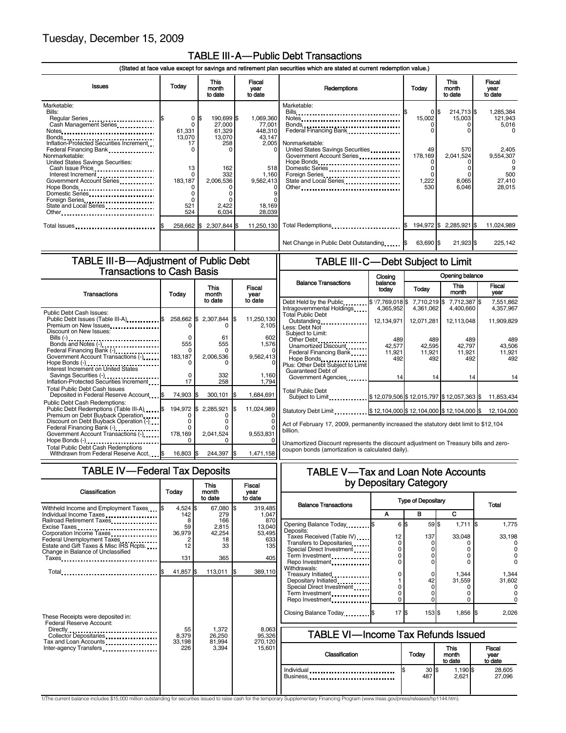Tuesday, December 15, 2009

## TABLE III-A—Public Debt Transactions

(Stated at face value except for savings and retirement plan securities which are stated at current redemption value.)

| Issues | Today | This month to date | Fiscal year to date |
|---|---|---|---|
| Marketable: | | | |
| Bills: | | | |
| Regular Series | $ 0 | $ 190,699 | $ 1,069,360 |
| Cash Management Series | 0 | 27,000 | 77,001 |
| Notes | 61,331 | 61,329 | 448,310 |
| Bonds | 13,070 | 13,070 | 43,147 |
| Inflation-Protected Securities Increment | 17 | 258 | 2,005 |
| Federal Financing Bank | 0 | 0 | 0 |
| Nonmarketable: | | | |
| United States Savings Securities: | | | |
| Cash Issue Price | 13 | 162 | 518 |
| Interest Increment | 0 | 332 | 1,160 |
| Government Account Series | 183,187 | 2,006,536 | 9,562,413 |
| Hope Bonds | 0 | 0 | 0 |
| Domestic Series | 0 | 0 | 9 |
| Foreign Series | 0 | 0 | 0 |
| State and Local Series | 521 | 2,422 | 18,169 |
| Other | 524 | 6,034 | 28,039 |
| Total Issues | $ 258,662 | $ 2,307,844 | $ 11,250,130 |

| Redemptions | Today | This month to date | Fiscal year to date |
|---|---|---|---|
| Marketable: | | | |
| Bills | $ 0 | $ 214,713 | $ 1,285,384 |
| Notes | 15,002 | 15,003 | 121,943 |
| Bonds | 0 | 0 | 5,016 |
| Federal Financing Bank | 0 | 0 | 0 |
| Nonmarketable: | | | |
| United States Savings Securities | 49 | 570 | 2,405 |
| Government Account Series | 178,169 | 2,041,524 | 9,554,307 |
| Hope Bonds | 0 | 0 | 0 |
| Domestic Series | 0 | 0 | 9 |
| Foreign Series | 0 | 0 | 500 |
| State and Local Series | 1,222 | 8,065 | 27,410 |
| Other | 530 | 6,046 | 28,015 |
| Total Redemptions | $ 194,972 | $ 2,285,921 | $ 11,024,989 |
| Net Change in Public Debt Outstanding | $ 63,690 | $ 21,923 | $ 225,142 |

## TABLE III-B—Adjustment of Public Debt Transactions to Cash Basis

| Transactions | Today | This month to date | Fiscal year to date |
|---|---|---|---|
| Public Debt Cash Issues: | | | |
| Public Debt Issues (Table III-A) | $ 258,662 | $ 2,307,844 | $ 11,250,130 |
| Premium on New Issues | 0 | 0 | 2,105 |
| Discount on New Issues: | | | |
| Bills (-) | 0 | 61 | 602 |
| Bonds and Notes (-) | 555 | 555 | 1,576 |
| Federal Financing Bank (-) | 0 | 0 | 0 |
| Government Account Transactions (-) | 183,187 | 2,006,536 | 9,562,413 |
| Hope Bonds (-) | 0 | 0 | 0 |
| Interest Increment on United States Savings Securities (-) | 0 | 332 | 1,160 |
| Inflation-Protected Securities Increment | 17 | 258 | 1,794 |
| Total Public Debt Cash Issues Deposited in Federal Reserve Account | $ 74,903 | $ 300,101 | $ 1,684,691 |
| Public Debt Cash Redemptions: | | | |
| Public Debt Redemptions (Table III-A) | $ 194,972 | $ 2,285,921 | $ 11,024,989 |
| Premium on Debt Buyback Operation | 0 | 0 | 0 |
| Discount on Debt Buyback Operation (-) | 0 | 0 | 0 |
| Federal Financing Bank (-) | 0 | 0 | 0 |
| Government Account Transactions (-) | 178,169 | 2,041,524 | 9,553,831 |
| Hope Bonds (-) | 0 | 0 | 0 |
| Total Public Debt Cash Redemptions Withdrawn from Federal Reserve Acct. | $ 16,803 | $ 244,397 | $ 1,471,158 |

## TABLE III-C—Debt Subject to Limit

| Balance Transactions | Closing balance today | Opening balance Today | Opening balance This month | Opening balance Fiscal year |
|---|---|---|---|---|
| Debt Held by the Public | $ [1]7,769,018 | $ 7,710,219 | $ 7,712,387 | $ 7,551,862 |
| Intragovernmental Holdings | 4,365,952 | 4,361,062 | 4,400,660 | 4,357,967 |
| Total Public Debt Outstanding | 12,134,971 | 12,071,281 | 12,113,048 | 11,909,829 |
| Less: Debt Not Subject to Limit: | | | | |
| Other Debt | 489 | 489 | 489 | 489 |
| Unamortized Discount | 42,577 | 42,595 | 42,797 | 43,506 |
| Federal Financing Bank | 11,921 | 11,921 | 11,921 | 11,921 |
| Hope Bonds | 492 | 492 | 492 | 492 |
| Plus: Other Debt Subject to Limit | | | | |
| Guaranteed Debt of Government Agencies | 14 | 14 | 14 | 14 |
| Total Public Debt Subject to Limit | $ 12,079,506 | $ 12,015,797 | $ 12,057,363 | $ 11,853,434 |
| Statutory Debt Limit | $ 12,104,000 | $ 12,104,000 | $ 12,104,000 | $ 12,104,000 |

Act of February 17, 2009, permanently increased the statutory debt limit to $12,104 billion.

Unamortized Discount represents the discount adjustment on Treasury bills and zero-coupon bonds (amortization is calculated daily).

## TABLE IV—Federal Tax Deposits

| Classification | Today | This month to date | Fiscal year to date |
|---|---|---|---|
| Withheld Income and Employment Taxes | $ 4,524 | $ 67,080 | $ 319,485 |
| Individual Income Taxes | 142 | 279 | 1,047 |
| Railroad Retirement Taxes | 8 | 166 | 870 |
| Excise Taxes | 59 | 2,815 | 13,040 |
| Corporation Income Taxes | 36,979 | 42,254 | 53,495 |
| Federal Unemployment Taxes | 2 | 18 | 633 |
| Estate and Gift Taxes & Misc IRS Rcpts. | 12 | 33 | 135 |
| Change in Balance of Unclassified Taxes | 131 | 365 | 405 |
| Total | $ 41,857 | $ 113,011 | $ 389,110 |
| These Receipts were deposited in: | | | |
| Federal Reserve Account: | | | |
| Directly | 55 | 1,372 | 8,063 |
| Collector Depositaries | 8,379 | 26,250 | 95,326 |
| Tax and Loan Accounts | 33,198 | 81,994 | 270,120 |
| Inter-agency Transfers | 226 | 3,394 | 15,601 |

## TABLE V—Tax and Loan Note Accounts by Depositary Category

| Balance Transactions | Type of Depositary A | Type of Depositary B | Type of Depositary C | Total |
|---|---|---|---|---|
| Opening Balance Today | $ 6 | $ 59 | $ 1,711 | $ 1,775 |
| Deposits: | | | | |
| Taxes Received (Table IV) | 12 | 137 | 33,048 | 33,198 |
| Transfers to Depositaries | 0 | 0 | 0 | 0 |
| Special Direct Investment | 0 | 0 | 0 | 0 |
| Term Investment | 0 | 0 | 0 | 0 |
| Repo Investment | 0 | 0 | 0 | 0 |
| Withdrawals: | | | | |
| Treasury Initiated | 0 | 0 | 1,344 | 1,344 |
| Depositary Initiated | 1 | 42 | 31,559 | 31,602 |
| Special Direct Investment | 0 | 0 | 0 | 0 |
| Term Investment | 0 | 0 | 0 | 0 |
| Repo Investment | 0 | 0 | 0 | 0 |
| Closing Balance Today | $ 17 | $ 153 | $ 1,856 | $ 2,026 |

## TABLE VI—Income Tax Refunds Issued

| Classification | Today | This month to date | Fiscal year to date |
|---|---|---|---|
| Individual | $ 30 | $ 1,190 | $ 28,605 |
| Business | 487 | 2,621 | 27,096 |

1/The current balance includes $15,000 million outstanding for securities issued to raise cash for the temporary Supplementary Financing Program (www.treas.gov/press/releases/hp1144.htm).